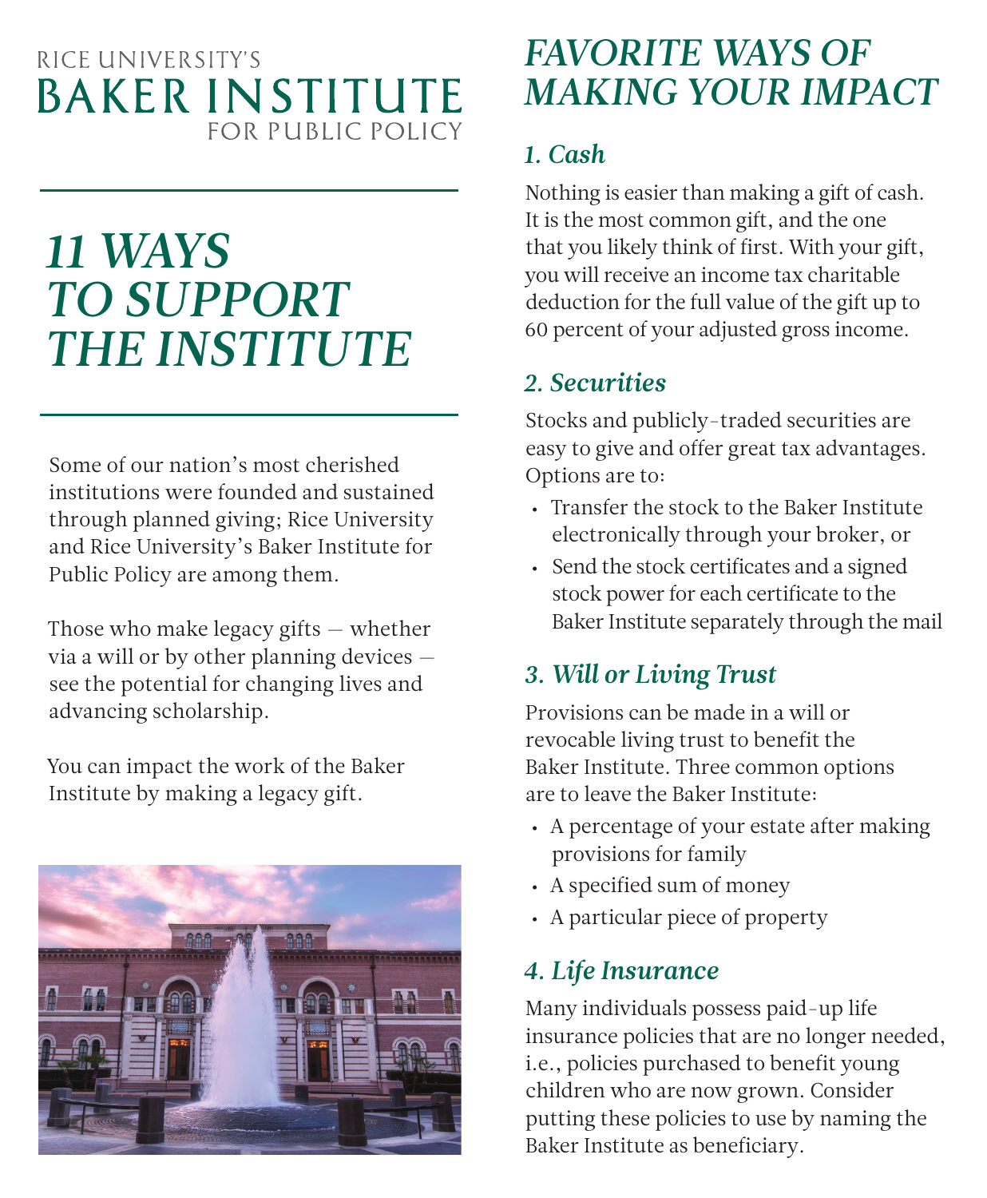RICE UNIVERSITY'S
# BAKER INSTITUTE
FOR PUBLIC POLICY

# *11 WAYS TO SUPPORT THE INSTITUTE*

Some of our nation's most cherished institutions were founded and sustained through planned giving; Rice University and Rice University's Baker Institute for Public Policy are among them.

Those who make legacy gifts — whether via a will or by other planning devices — see the potential for changing lives and advancing scholarship.

You can impact the work of the Baker Institute by making a legacy gift.

## *FAVORITE WAYS OF MAKING YOUR IMPACT*

### *1. Cash*

Nothing is easier than making a gift of cash. It is the most common gift, and the one that you likely think of first. With your gift, you will receive an income tax charitable deduction for the full value of the gift up to 60 percent of your adjusted gross income.

### *2. Securities*

Stocks and publicly-traded securities are easy to give and offer great tax advantages. Options are to:

- Transfer the stock to the Baker Institute electronically through your broker, or
- Send the stock certificates and a signed stock power for each certificate to the Baker Institute separately through the mail

### *3. Will or Living Trust*

Provisions can be made in a will or revocable living trust to benefit the Baker Institute. Three common options are to leave the Baker Institute:

- A percentage of your estate after making provisions for family
- A specified sum of money
- A particular piece of property

### *4. Life Insurance*

Many individuals possess paid-up life insurance policies that are no longer needed, i.e., policies purchased to benefit young children who are now grown. Consider putting these policies to use by naming the Baker Institute as beneficiary.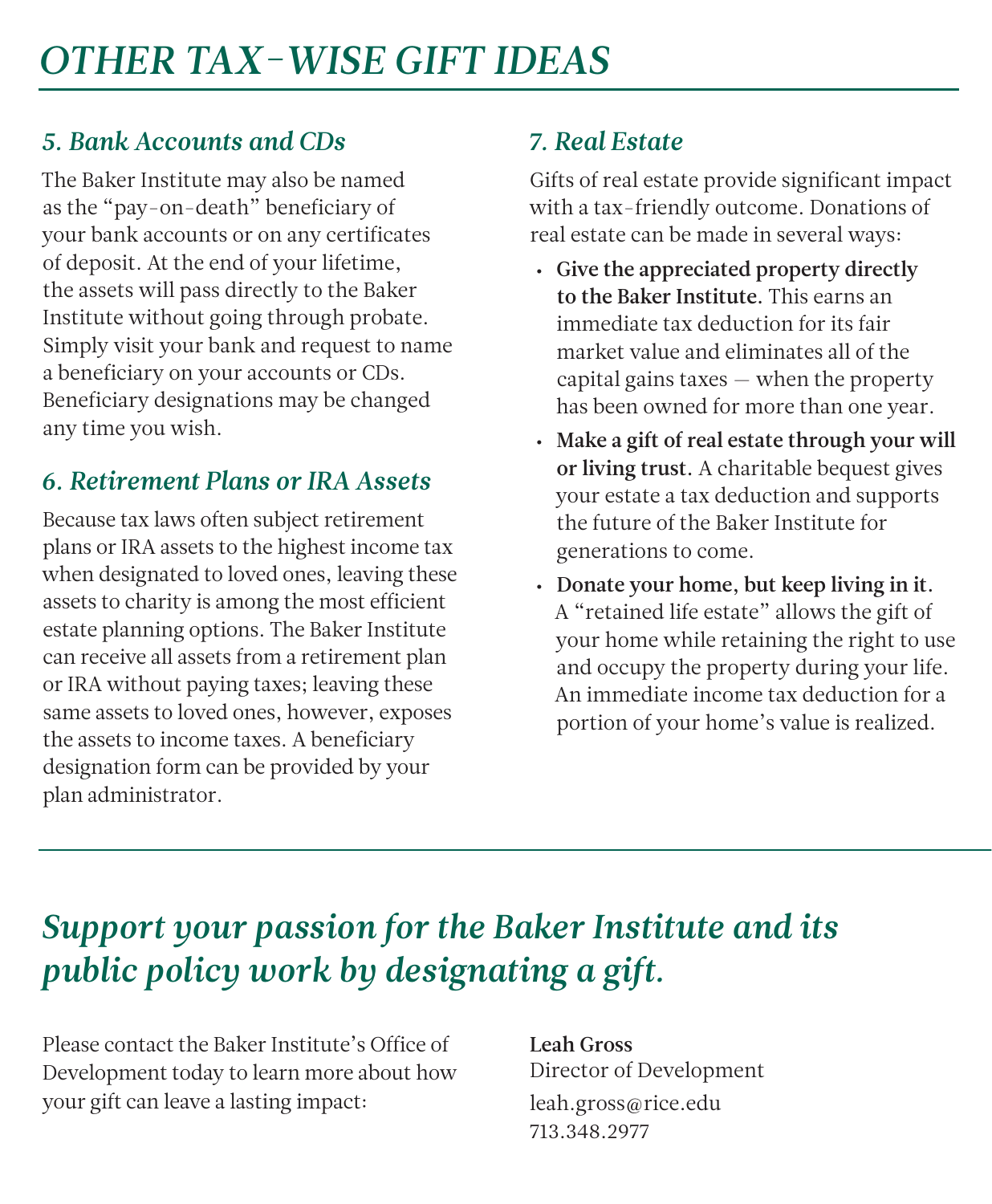# OTHER TAX-WISE GIFT IDEAS

## 5. Bank Accounts and CDs

The Baker Institute may also be named as the "pay-on-death" beneficiary of your bank accounts or on any certificates of deposit. At the end of your lifetime, the assets will pass directly to the Baker Institute without going through probate. Simply visit your bank and request to name a beneficiary on your accounts or CDs. Beneficiary designations may be changed any time you wish.

## 6. Retirement Plans or IRA Assets

Because tax laws often subject retirement plans or IRA assets to the highest income tax when designated to loved ones, leaving these assets to charity is among the most efficient estate planning options. The Baker Institute can receive all assets from a retirement plan or IRA without paying taxes; leaving these same assets to loved ones, however, exposes the assets to income taxes. A beneficiary designation form can be provided by your plan administrator.

## 7. Real Estate

Gifts of real estate provide significant impact with a tax-friendly outcome. Donations of real estate can be made in several ways:

- **Give the appreciated property directly to the Baker Institute.** This earns an immediate tax deduction for its fair market value and eliminates all of the capital gains taxes — when the property has been owned for more than one year.
- **Make a gift of real estate through your will or living trust.** A charitable bequest gives your estate a tax deduction and supports the future of the Baker Institute for generations to come.
- **Donate your home, but keep living in it.** A "retained life estate" allows the gift of your home while retaining the right to use and occupy the property during your life. An immediate income tax deduction for a portion of your home's value is realized.

## *Support your passion for the Baker Institute and its public policy work by designating a gift.*

Please contact the Baker Institute's Office of Development today to learn more about how your gift can leave a lasting impact:

**Leah Gross**
Director of Development
leah.gross@rice.edu
713.348.2977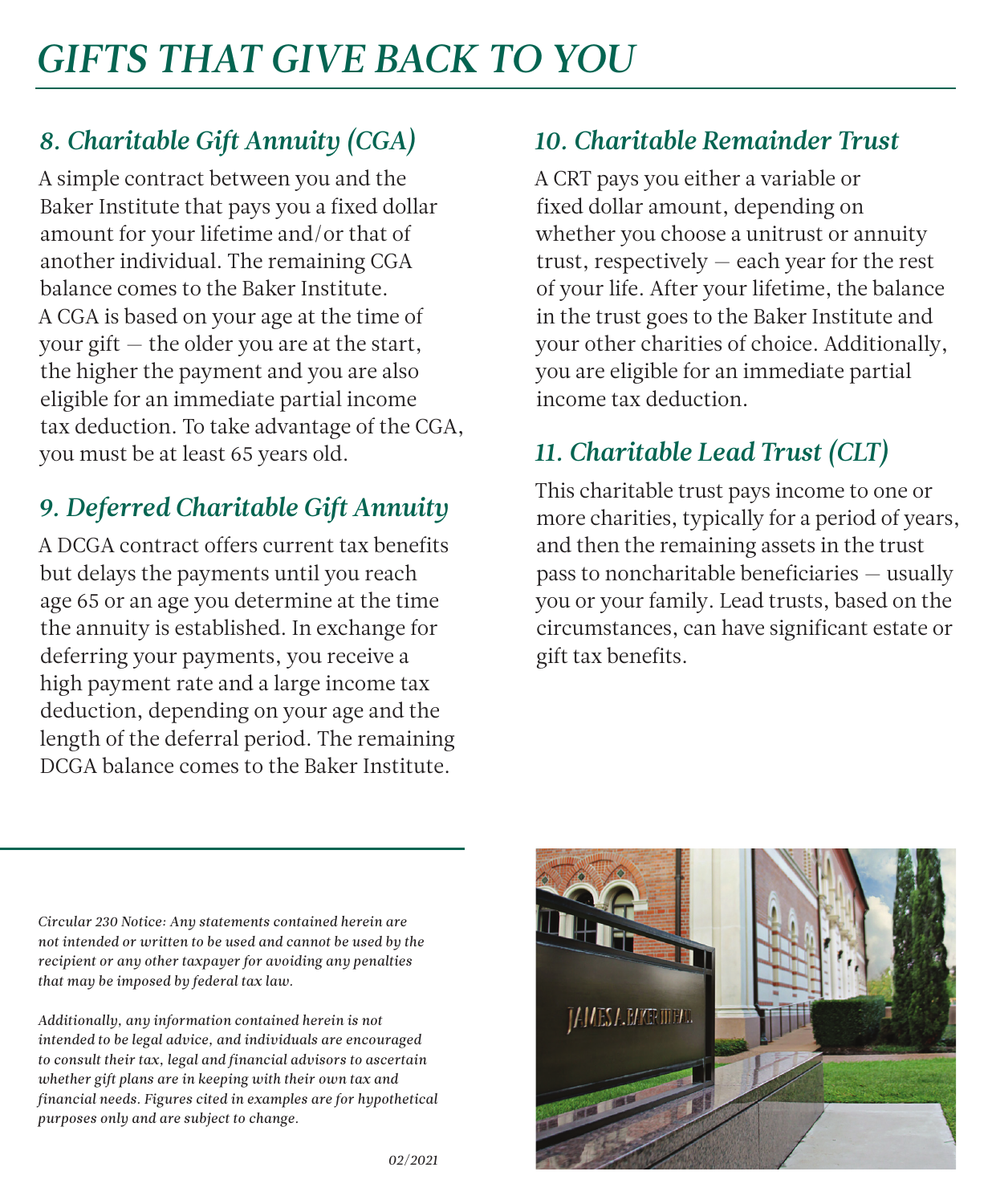# *GIFTS THAT GIVE BACK TO YOU*

## *8. Charitable Gift Annuity (CGA)*

A simple contract between you and the Baker Institute that pays you a fixed dollar amount for your lifetime and/or that of another individual. The remaining CGA balance comes to the Baker Institute. A CGA is based on your age at the time of your gift — the older you are at the start, the higher the payment and you are also eligible for an immediate partial income tax deduction. To take advantage of the CGA, you must be at least 65 years old.

## *9. Deferred Charitable Gift Annuity*

A DCGA contract offers current tax benefits but delays the payments until you reach age 65 or an age you determine at the time the annuity is established. In exchange for deferring your payments, you receive a high payment rate and a large income tax deduction, depending on your age and the length of the deferral period. The remaining DCGA balance comes to the Baker Institute.

## *10. Charitable Remainder Trust*

A CRT pays you either a variable or fixed dollar amount, depending on whether you choose a unitrust or annuity trust, respectively — each year for the rest of your life. After your lifetime, the balance in the trust goes to the Baker Institute and your other charities of choice. Additionally, you are eligible for an immediate partial income tax deduction.

## *11. Charitable Lead Trust (CLT)*

This charitable trust pays income to one or more charities, typically for a period of years, and then the remaining assets in the trust pass to noncharitable beneficiaries — usually you or your family. Lead trusts, based on the circumstances, can have significant estate or gift tax benefits.

*Circular 230 Notice: Any statements contained herein are not intended or written to be used and cannot be used by the recipient or any other taxpayer for avoiding any penalties that may be imposed by federal tax law.*

*Additionally, any information contained herein is not intended to be legal advice, and individuals are encouraged to consult their tax, legal and financial advisors to ascertain whether gift plans are in keeping with their own tax and financial needs. Figures cited in examples are for hypothetical purposes only and are subject to change.*

*02/2021*